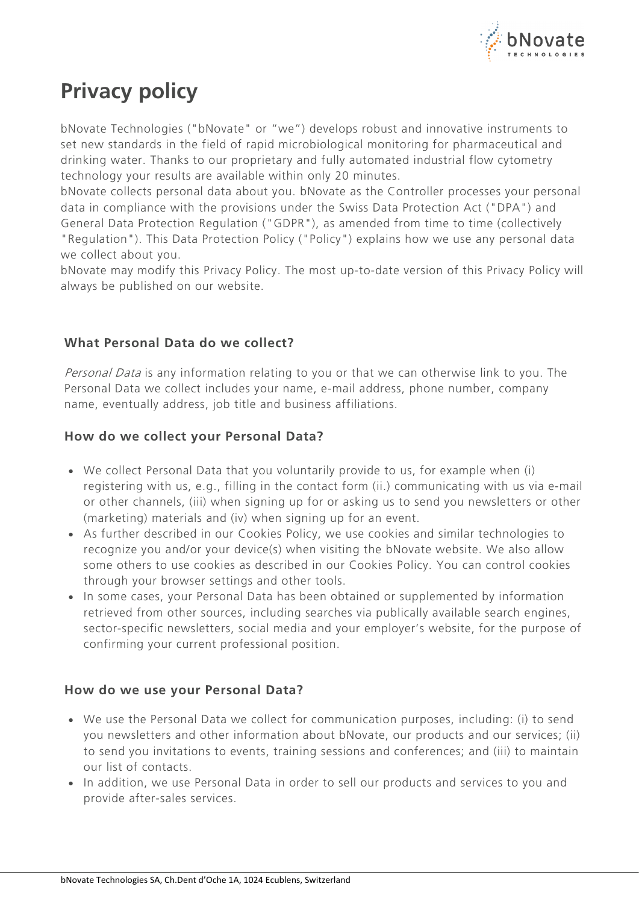# Privacy policy

bNovate Technologies ("bNovate" or "we") develops robust and innovative instruments to set new standards in the field of rapid microbiological monitoring for pharmaceutical and drinking water. Thanks to our proprietary and fully automated industrial flow cytometry technology your results are available within only 20 minutes.

bNovate collects personal data about you. bNovate as the Controller processes your personal data in compliance with the provisions under the Swiss Data Protection Act ("DPA") and General Data Protection Regulation ("GDPR"), as amended from time to time (collectively "Regulation"). This Data Protection Policy ("Policy") explains how we use any personal data we collect about you.

bNovate may modify this Privacy Policy. The most up-to-date version of this Privacy Policy will always be published on our website.

### What Personal Data do we collect?

*Personal Data* is any information relating to you or that we can otherwise link to you. The Personal Data we collect includes your name, e-mail address, phone number, company name, eventually address, job title and business affiliations.

### How do we collect your Personal Data?

- We collect Personal Data that you voluntarily provide to us, for example when (i) registering with us, e.g., filling in the contact form (ii.) communicating with us via e-mail or other channels, (iii) when signing up for or asking us to send you newsletters or other (marketing) materials and (iv) when signing up for an event.
- As further described in our Cookies Policy, we use cookies and similar technologies to recognize you and/or your device(s) when visiting the bNovate website. We also allow some others to use cookies as described in our Cookies Policy. You can control cookies through your browser settings and other tools.
- In some cases, your Personal Data has been obtained or supplemented by information retrieved from other sources, including searches via publically available search engines, sector-specific newsletters, social media and your employer's website, for the purpose of confirming your current professional position.

### How do we use your Personal Data?

- We use the Personal Data we collect for communication purposes, including: (i) to send you newsletters and other information about bNovate, our products and our services; (ii) to send you invitations to events, training sessions and conferences; and (iii) to maintain our list of contacts.
- In addition, we use Personal Data in order to sell our products and services to you and provide after-sales services.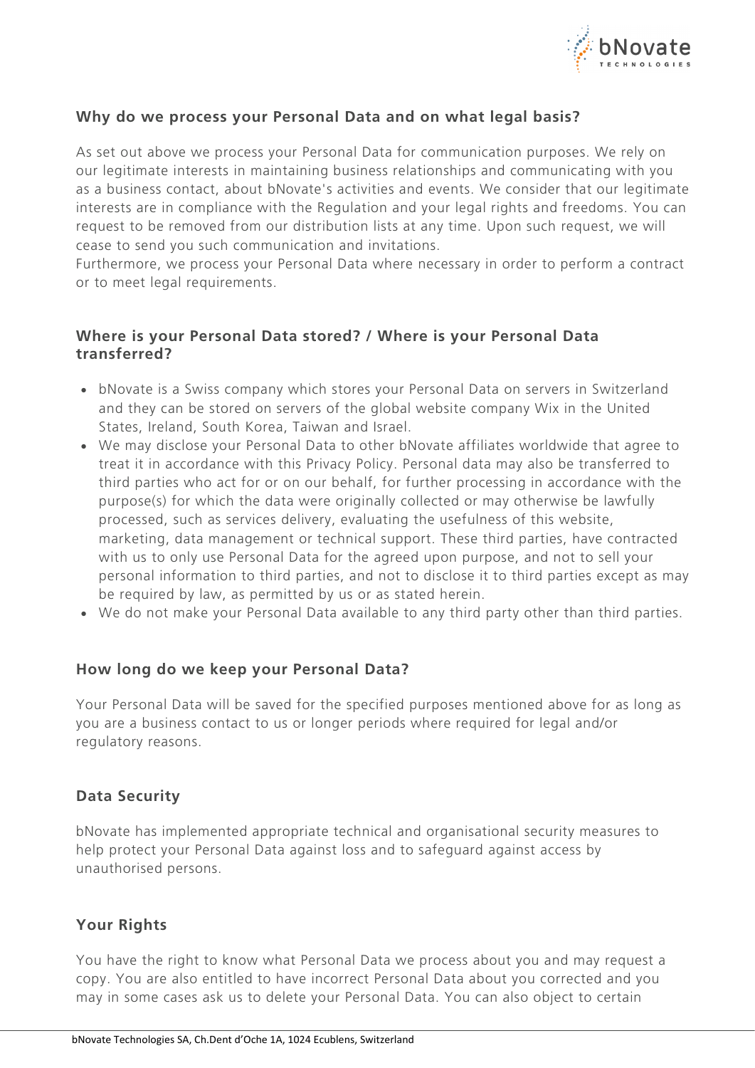### Why do we process your Personal Data and on what legal basis?

As set out above we process your Personal Data for communication purposes. We rely on our legitimate interests in maintaining business relationships and communicating with you as a business contact, about bNovate's activities and events. We consider that our legitimate interests are in compliance with the Regulation and your legal rights and freedoms. You can request to be removed from our distribution lists at any time. Upon such request, we will cease to send you such communication and invitations.
Furthermore, we process your Personal Data where necessary in order to perform a contract or to meet legal requirements.

### Where is your Personal Data stored? / Where is your Personal Data transferred?

- bNovate is a Swiss company which stores your Personal Data on servers in Switzerland and they can be stored on servers of the global website company Wix in the United States, Ireland, South Korea, Taiwan and Israel.
- We may disclose your Personal Data to other bNovate affiliates worldwide that agree to treat it in accordance with this Privacy Policy. Personal data may also be transferred to third parties who act for or on our behalf, for further processing in accordance with the purpose(s) for which the data were originally collected or may otherwise be lawfully processed, such as services delivery, evaluating the usefulness of this website, marketing, data management or technical support. These third parties, have contracted with us to only use Personal Data for the agreed upon purpose, and not to sell your personal information to third parties, and not to disclose it to third parties except as may be required by law, as permitted by us or as stated herein.
- We do not make your Personal Data available to any third party other than third parties.

### How long do we keep your Personal Data?

Your Personal Data will be saved for the specified purposes mentioned above for as long as you are a business contact to us or longer periods where required for legal and/or regulatory reasons.

### Data Security

bNovate has implemented appropriate technical and organisational security measures to help protect your Personal Data against loss and to safeguard against access by unauthorised persons.

### Your Rights

You have the right to know what Personal Data we process about you and may request a copy. You are also entitled to have incorrect Personal Data about you corrected and you may in some cases ask us to delete your Personal Data. You can also object to certain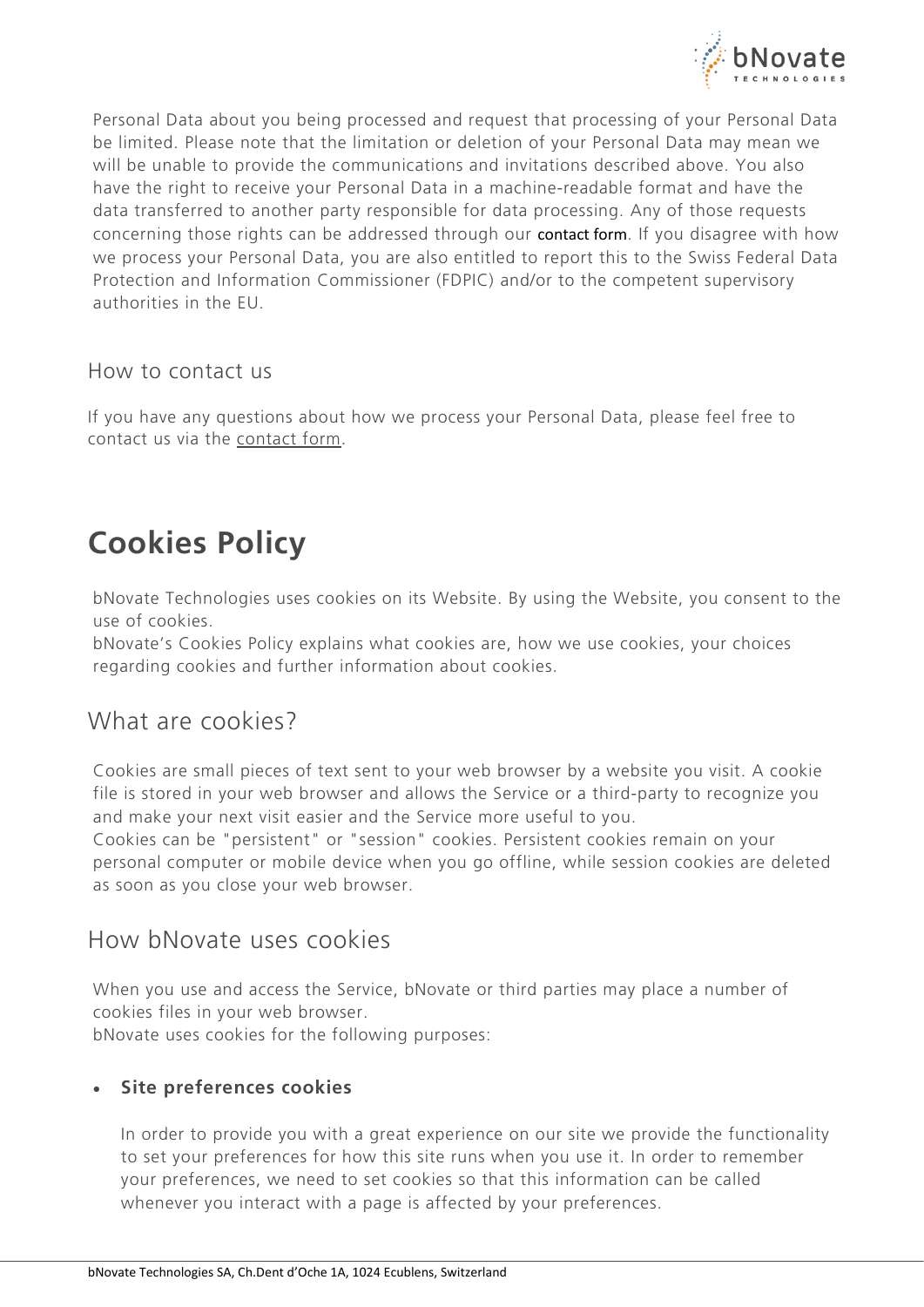Personal Data about you being processed and request that processing of your Personal Data be limited. Please note that the limitation or deletion of your Personal Data may mean we will be unable to provide the communications and invitations described above. You also have the right to receive your Personal Data in a machine-readable format and have the data transferred to another party responsible for data processing. Any of those requests concerning those rights can be addressed through our contact form. If you disagree with how we process your Personal Data, you are also entitled to report this to the Swiss Federal Data Protection and Information Commissioner (FDPIC) and/or to the competent supervisory authorities in the EU.

## How to contact us

If you have any questions about how we process your Personal Data, please feel free to contact us via the contact form.

# Cookies Policy

bNovate Technologies uses cookies on its Website. By using the Website, you consent to the use of cookies.
bNovate's Cookies Policy explains what cookies are, how we use cookies, your choices regarding cookies and further information about cookies.

## What are cookies?

Cookies are small pieces of text sent to your web browser by a website you visit. A cookie file is stored in your web browser and allows the Service or a third-party to recognize you and make your next visit easier and the Service more useful to you.
Cookies can be "persistent" or "session" cookies. Persistent cookies remain on your personal computer or mobile device when you go offline, while session cookies are deleted as soon as you close your web browser.

## How bNovate uses cookies

When you use and access the Service, bNovate or third parties may place a number of cookies files in your web browser.
bNovate uses cookies for the following purposes:

- **Site preferences cookies**

  In order to provide you with a great experience on our site we provide the functionality to set your preferences for how this site runs when you use it. In order to remember your preferences, we need to set cookies so that this information can be called whenever you interact with a page is affected by your preferences.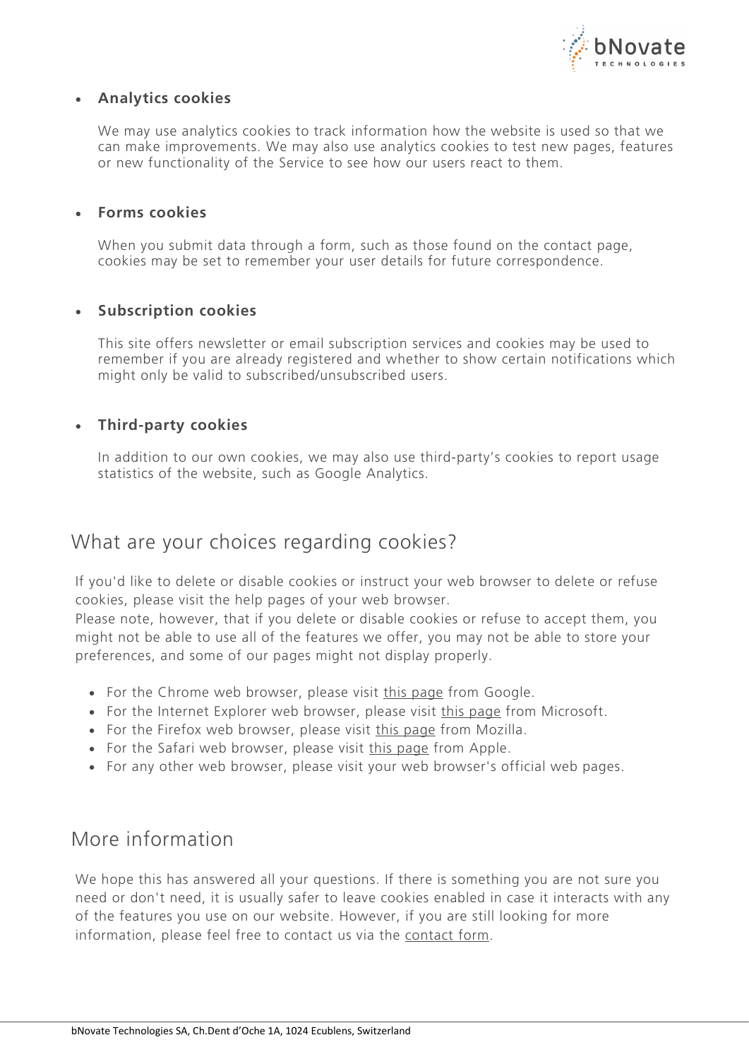- **Analytics cookies**

  We may use analytics cookies to track information how the website is used so that we can make improvements. We may also use analytics cookies to test new pages, features or new functionality of the Service to see how our users react to them.

- **Forms cookies**

  When you submit data through a form, such as those found on the contact page, cookies may be set to remember your user details for future correspondence.

- **Subscription cookies**

  This site offers newsletter or email subscription services and cookies may be used to remember if you are already registered and whether to show certain notifications which might only be valid to subscribed/unsubscribed users.

- **Third-party cookies**

  In addition to our own cookies, we may also use third-party's cookies to report usage statistics of the website, such as Google Analytics.

## What are your choices regarding cookies?

If you'd like to delete or disable cookies or instruct your web browser to delete or refuse cookies, please visit the help pages of your web browser.
Please note, however, that if you delete or disable cookies or refuse to accept them, you might not be able to use all of the features we offer, you may not be able to store your preferences, and some of our pages might not display properly.

- For the Chrome web browser, please visit this page from Google.
- For the Internet Explorer web browser, please visit this page from Microsoft.
- For the Firefox web browser, please visit this page from Mozilla.
- For the Safari web browser, please visit this page from Apple.
- For any other web browser, please visit your web browser's official web pages.

## More information

We hope this has answered all your questions. If there is something you are not sure you need or don't need, it is usually safer to leave cookies enabled in case it interacts with any of the features you use on our website. However, if you are still looking for more information, please feel free to contact us via the contact form.